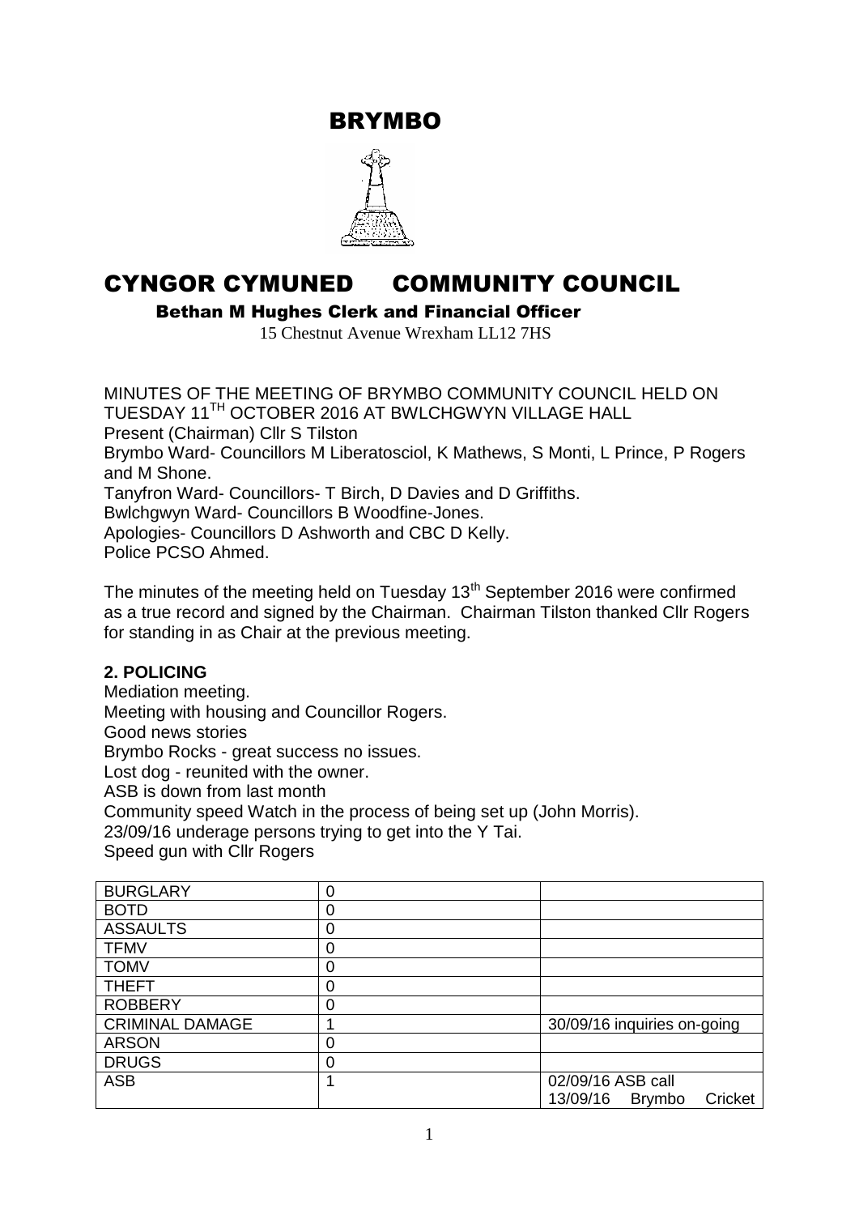# BRYMBO

# CYNGOR CYMUNED COMMUNITY COUNCIL

**Bethan M Hughes Clerk and Financial Officer**

15 Chestnut Avenue Wrexham LL12 7HS

MINUTES OF THE MEETING OF BRYMBO COMMUNITY COUNCIL HELD ON TUESDAY 11TH OCTOBER 2016 AT BWLCHGWYN VILLAGE HALL
Present (Chairman) Cllr S Tilston
Brymbo Ward- Councillors M Liberatosciol, K Mathews, S Monti, L Prince, P Rogers and M Shone.
Tanyfron Ward- Councillors- T Birch, D Davies and D Griffiths.
Bwlchgwyn Ward- Councillors B Woodfine-Jones.
Apologies- Councillors D Ashworth and CBC D Kelly.
Police PCSO Ahmed.

The minutes of the meeting held on Tuesday 13th September 2016 were confirmed as a true record and signed by the Chairman. Chairman Tilston thanked Cllr Rogers for standing in as Chair at the previous meeting.

**2. POLICING**

Mediation meeting.
Meeting with housing and Councillor Rogers.
Good news stories
Brymbo Rocks - great success no issues.
Lost dog - reunited with the owner.
ASB is down from last month
Community speed Watch in the process of being set up (John Morris).
23/09/16 underage persons trying to get into the Y Tai.
Speed gun with Cllr Rogers

| | | |
|---|---|---|
| BURGLARY | 0 | |
| BOTD | 0 | |
| ASSAULTS | 0 | |
| TFMV | 0 | |
| TOMV | 0 | |
| THEFT | 0 | |
| ROBBERY | 0 | |
| CRIMINAL DAMAGE | 1 | 30/09/16 inquiries on-going |
| ARSON | 0 | |
| DRUGS | 0 | |
| ASB | 1 | 02/09/16 ASB call 13/09/16 Brymbo Cricket |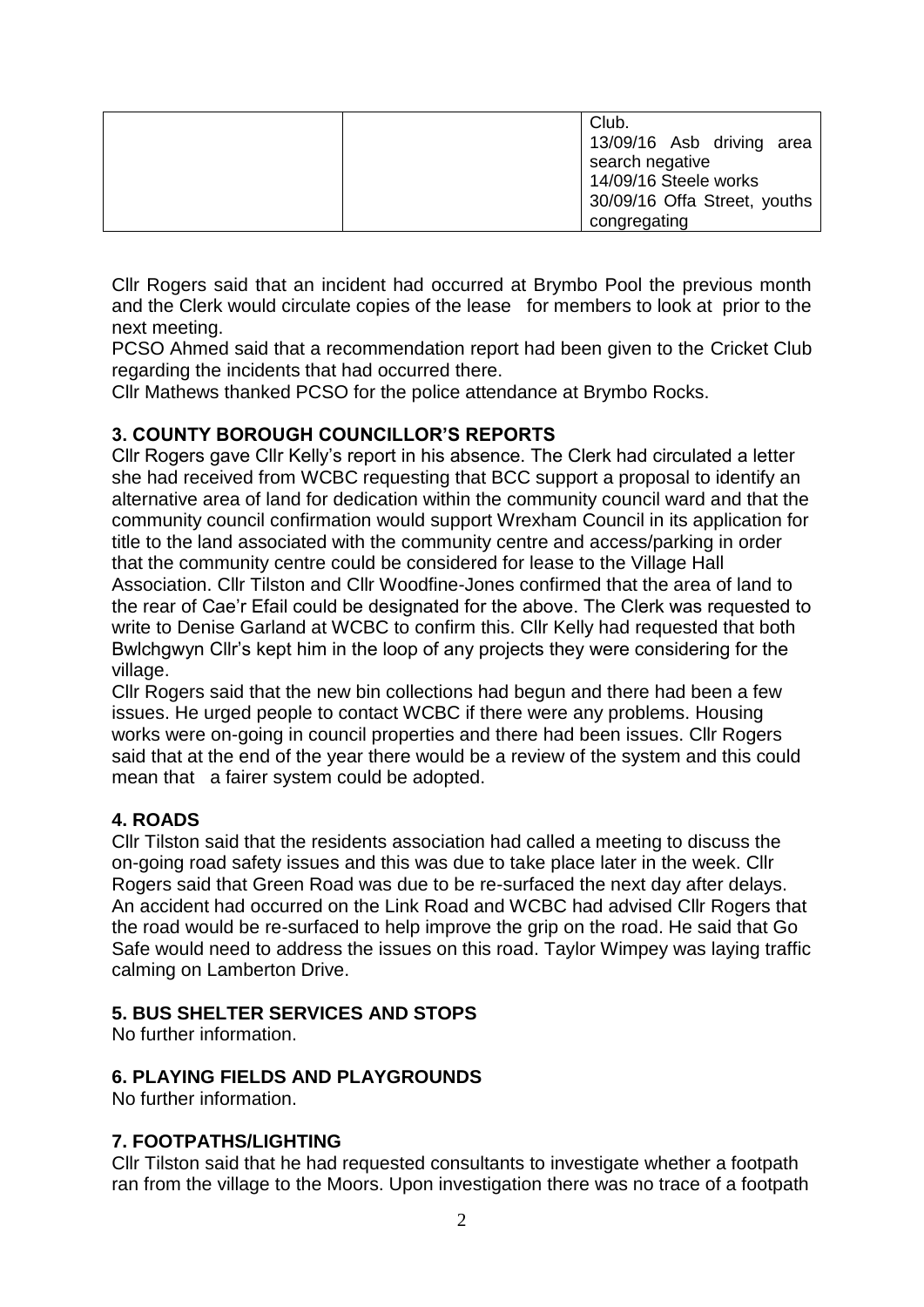| | | Club.<br>13/09/16 Asb driving area search negative<br>14/09/16 Steele works<br>30/09/16 Offa Street, youths congregating |
|---|---|---|

Cllr Rogers said that an incident had occurred at Brymbo Pool the previous month and the Clerk would circulate copies of the lease for members to look at prior to the next meeting.

PCSO Ahmed said that a recommendation report had been given to the Cricket Club regarding the incidents that had occurred there.

Cllr Mathews thanked PCSO for the police attendance at Brymbo Rocks.

## 3. COUNTY BOROUGH COUNCILLOR'S REPORTS

Cllr Rogers gave Cllr Kelly's report in his absence. The Clerk had circulated a letter she had received from WCBC requesting that BCC support a proposal to identify an alternative area of land for dedication within the community council ward and that the community council confirmation would support Wrexham Council in its application for title to the land associated with the community centre and access/parking in order that the community centre could be considered for lease to the Village Hall Association. Cllr Tilston and Cllr Woodfine-Jones confirmed that the area of land to the rear of Cae'r Efail could be designated for the above. The Clerk was requested to write to Denise Garland at WCBC to confirm this. Cllr Kelly had requested that both Bwlchgwyn Cllr's kept him in the loop of any projects they were considering for the village.

Cllr Rogers said that the new bin collections had begun and there had been a few issues. He urged people to contact WCBC if there were any problems. Housing works were on-going in council properties and there had been issues. Cllr Rogers said that at the end of the year there would be a review of the system and this could mean that a fairer system could be adopted.

## 4. ROADS

Cllr Tilston said that the residents association had called a meeting to discuss the on-going road safety issues and this was due to take place later in the week. Cllr Rogers said that Green Road was due to be re-surfaced the next day after delays. An accident had occurred on the Link Road and WCBC had advised Cllr Rogers that the road would be re-surfaced to help improve the grip on the road. He said that Go Safe would need to address the issues on this road. Taylor Wimpey was laying traffic calming on Lamberton Drive.

## 5. BUS SHELTER SERVICES AND STOPS

No further information.

## 6. PLAYING FIELDS AND PLAYGROUNDS

No further information.

## 7. FOOTPATHS/LIGHTING

Cllr Tilston said that he had requested consultants to investigate whether a footpath ran from the village to the Moors. Upon investigation there was no trace of a footpath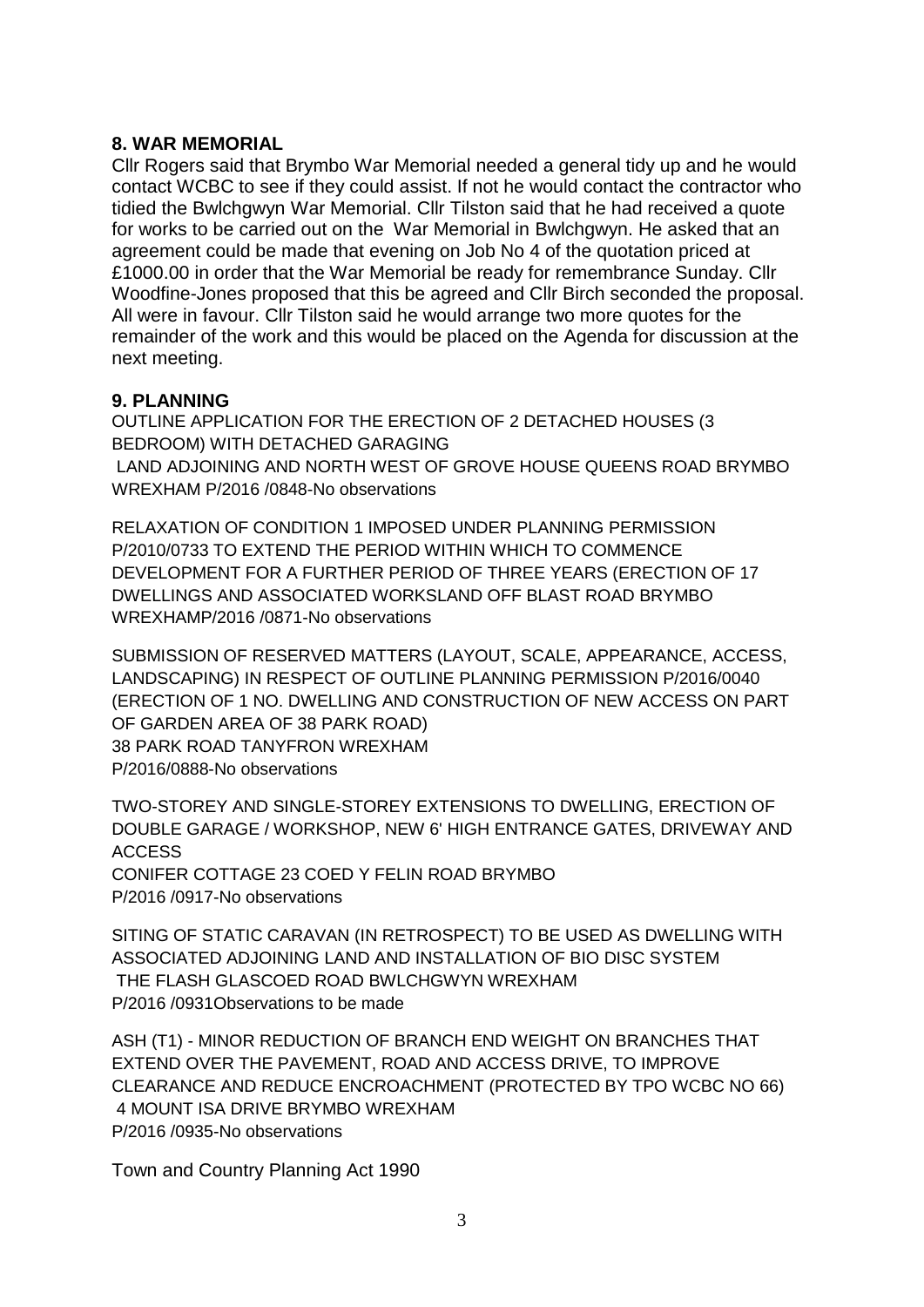## 8. WAR MEMORIAL

Cllr Rogers said that Brymbo War Memorial needed a general tidy up and he would contact WCBC to see if they could assist. If not he would contact the contractor who tidied the Bwlchgwyn War Memorial. Cllr Tilston said that he had received a quote for works to be carried out on the War Memorial in Bwlchgwyn. He asked that an agreement could be made that evening on Job No 4 of the quotation priced at £1000.00 in order that the War Memorial be ready for remembrance Sunday. Cllr Woodfine-Jones proposed that this be agreed and Cllr Birch seconded the proposal. All were in favour. Cllr Tilston said he would arrange two more quotes for the remainder of the work and this would be placed on the Agenda for discussion at the next meeting.

## 9. PLANNING

OUTLINE APPLICATION FOR THE ERECTION OF 2 DETACHED HOUSES (3 BEDROOM) WITH DETACHED GARAGING
LAND ADJOINING AND NORTH WEST OF GROVE HOUSE QUEENS ROAD BRYMBO WREXHAM P/2016 /0848-No observations

RELAXATION OF CONDITION 1 IMPOSED UNDER PLANNING PERMISSION P/2010/0733 TO EXTEND THE PERIOD WITHIN WHICH TO COMMENCE DEVELOPMENT FOR A FURTHER PERIOD OF THREE YEARS (ERECTION OF 17 DWELLINGS AND ASSOCIATED WORKSLAND OFF BLAST ROAD BRYMBO WREXHAMP/2016 /0871-No observations

SUBMISSION OF RESERVED MATTERS (LAYOUT, SCALE, APPEARANCE, ACCESS, LANDSCAPING) IN RESPECT OF OUTLINE PLANNING PERMISSION P/2016/0040 (ERECTION OF 1 NO. DWELLING AND CONSTRUCTION OF NEW ACCESS ON PART OF GARDEN AREA OF 38 PARK ROAD)
38 PARK ROAD TANYFRON WREXHAM
P/2016/0888-No observations

TWO-STOREY AND SINGLE-STOREY EXTENSIONS TO DWELLING, ERECTION OF DOUBLE GARAGE / WORKSHOP, NEW 6' HIGH ENTRANCE GATES, DRIVEWAY AND ACCESS
CONIFER COTTAGE 23 COED Y FELIN ROAD BRYMBO
P/2016 /0917-No observations

SITING OF STATIC CARAVAN (IN RETROSPECT) TO BE USED AS DWELLING WITH ASSOCIATED ADJOINING LAND AND INSTALLATION OF BIO DISC SYSTEM
THE FLASH GLASCOED ROAD BWLCHGWYN WREXHAM
P/2016 /0931Observations to be made

ASH (T1) - MINOR REDUCTION OF BRANCH END WEIGHT ON BRANCHES THAT EXTEND OVER THE PAVEMENT, ROAD AND ACCESS DRIVE, TO IMPROVE CLEARANCE AND REDUCE ENCROACHMENT (PROTECTED BY TPO WCBC NO 66)
4 MOUNT ISA DRIVE BRYMBO WREXHAM
P/2016 /0935-No observations

Town and Country Planning Act 1990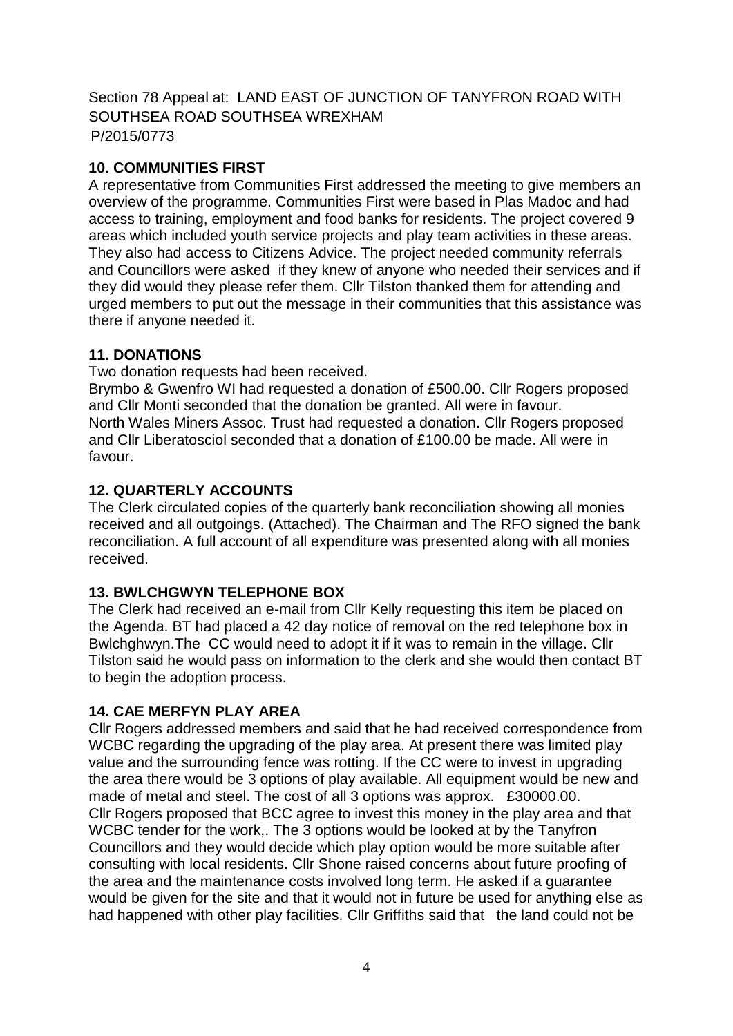Section 78 Appeal at: LAND EAST OF JUNCTION OF TANYFRON ROAD WITH SOUTHSEA ROAD SOUTHSEA WREXHAM
P/2015/0773

## 10. COMMUNITIES FIRST

A representative from Communities First addressed the meeting to give members an overview of the programme. Communities First were based in Plas Madoc and had access to training, employment and food banks for residents. The project covered 9 areas which included youth service projects and play team activities in these areas. They also had access to Citizens Advice. The project needed community referrals and Councillors were asked if they knew of anyone who needed their services and if they did would they please refer them. Cllr Tilston thanked them for attending and urged members to put out the message in their communities that this assistance was there if anyone needed it.

## 11. DONATIONS

Two donation requests had been received.
Brymbo & Gwenfro WI had requested a donation of £500.00. Cllr Rogers proposed and Cllr Monti seconded that the donation be granted. All were in favour.
North Wales Miners Assoc. Trust had requested a donation. Cllr Rogers proposed and Cllr Liberatosciol seconded that a donation of £100.00 be made. All were in favour.

## 12. QUARTERLY ACCOUNTS

The Clerk circulated copies of the quarterly bank reconciliation showing all monies received and all outgoings. (Attached). The Chairman and The RFO signed the bank reconciliation. A full account of all expenditure was presented along with all monies received.

## 13. BWLCHGWYN TELEPHONE BOX

The Clerk had received an e-mail from Cllr Kelly requesting this item be placed on the Agenda. BT had placed a 42 day notice of removal on the red telephone box in Bwlchghwyn.The CC would need to adopt it if it was to remain in the village. Cllr Tilston said he would pass on information to the clerk and she would then contact BT to begin the adoption process.

## 14. CAE MERFYN PLAY AREA

Cllr Rogers addressed members and said that he had received correspondence from WCBC regarding the upgrading of the play area. At present there was limited play value and the surrounding fence was rotting. If the CC were to invest in upgrading the area there would be 3 options of play available. All equipment would be new and made of metal and steel. The cost of all 3 options was approx. £30000.00.
Cllr Rogers proposed that BCC agree to invest this money in the play area and that WCBC tender for the work,. The 3 options would be looked at by the Tanyfron Councillors and they would decide which play option would be more suitable after consulting with local residents. Cllr Shone raised concerns about future proofing of the area and the maintenance costs involved long term. He asked if a guarantee would be given for the site and that it would not in future be used for anything else as had happened with other play facilities. Cllr Griffiths said that the land could not be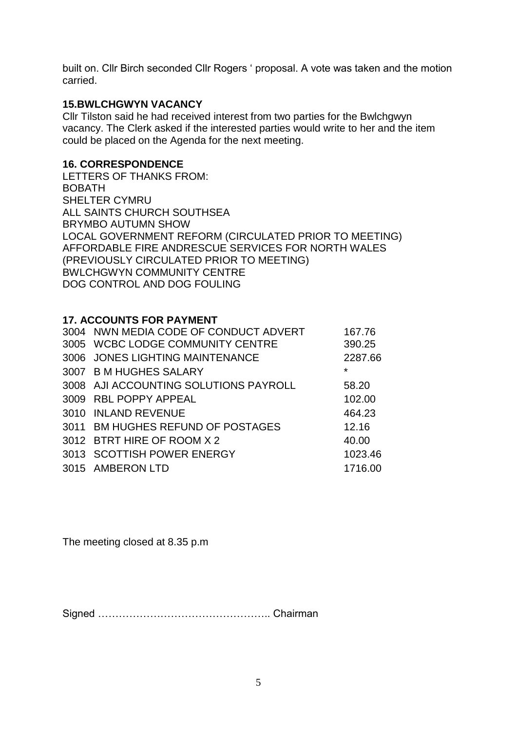built on. Cllr Birch seconded Cllr Rogers ' proposal. A vote was taken and the motion carried.

### 15.BWLCHGWYN VACANCY

Cllr Tilston said he had received interest from two parties for the Bwlchgwyn vacancy. The Clerk asked if the interested parties would write to her and the item could be placed on the Agenda for the next meeting.

### 16. CORRESPONDENCE

LETTERS OF THANKS FROM:
BOBATH
SHELTER CYMRU
ALL SAINTS CHURCH SOUTHSEA
BRYMBO AUTUMN SHOW
LOCAL GOVERNMENT REFORM (CIRCULATED PRIOR TO MEETING)
AFFORDABLE FIRE ANDRESCUE SERVICES FOR NORTH WALES (PREVIOUSLY CIRCULATED PRIOR TO MEETING)
BWLCHGWYN COMMUNITY CENTRE
DOG CONTROL AND DOG FOULING

### 17. ACCOUNTS FOR PAYMENT

| | | |
|---|---|---|
| 3004 | NWN MEDIA CODE OF CONDUCT ADVERT | 167.76 |
| 3005 | WCBC LODGE COMMUNITY CENTRE | 390.25 |
| 3006 | JONES LIGHTING MAINTENANCE | 2287.66 |
| 3007 | B M HUGHES SALARY | * |
| 3008 | AJI ACCOUNTING SOLUTIONS PAYROLL | 58.20 |
| 3009 | RBL POPPY APPEAL | 102.00 |
| 3010 | INLAND REVENUE | 464.23 |
| 3011 | BM HUGHES REFUND OF POSTAGES | 12.16 |
| 3012 | BTRT HIRE OF ROOM X 2 | 40.00 |
| 3013 | SCOTTISH POWER ENERGY | 1023.46 |
| 3015 | AMBERON LTD | 1716.00 |

The meeting closed at 8.35 p.m

Signed ………………………………………….. Chairman